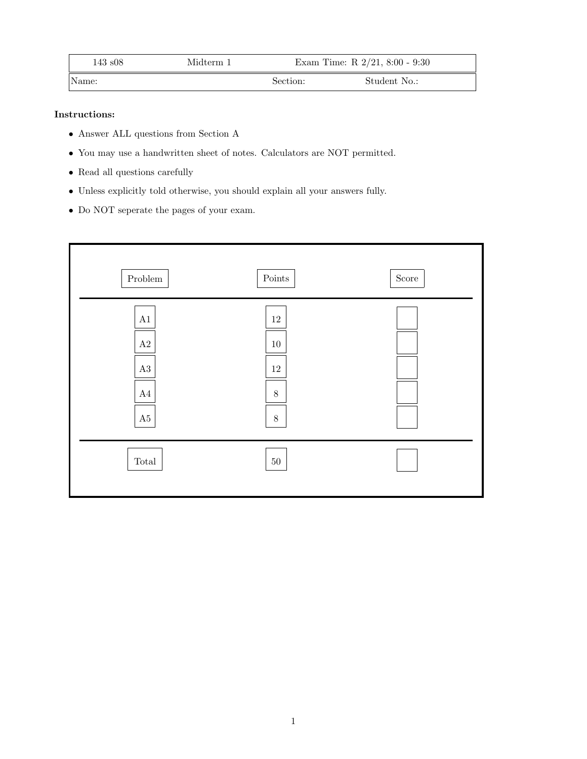| 143 s08 | Midterm 1 | Exam Time: R 2/21, 8:00 - 9:30 |
|---|---|---|
| Name: | Section: | Student No.: |

**Instructions:**

- Answer ALL questions from Section A
- You may use a handwritten sheet of notes. Calculators are NOT permitted.
- Read all questions carefully
- Unless explicitly told otherwise, you should explain all your answers fully.
- Do NOT seperate the pages of your exam.

| Problem | Points | Score |
|---|---|---|
| A1 | 12 | |
| A2 | 10 | |
| A3 | 12 | |
| A4 | 8 | |
| A5 | 8 | |
| Total | 50 | |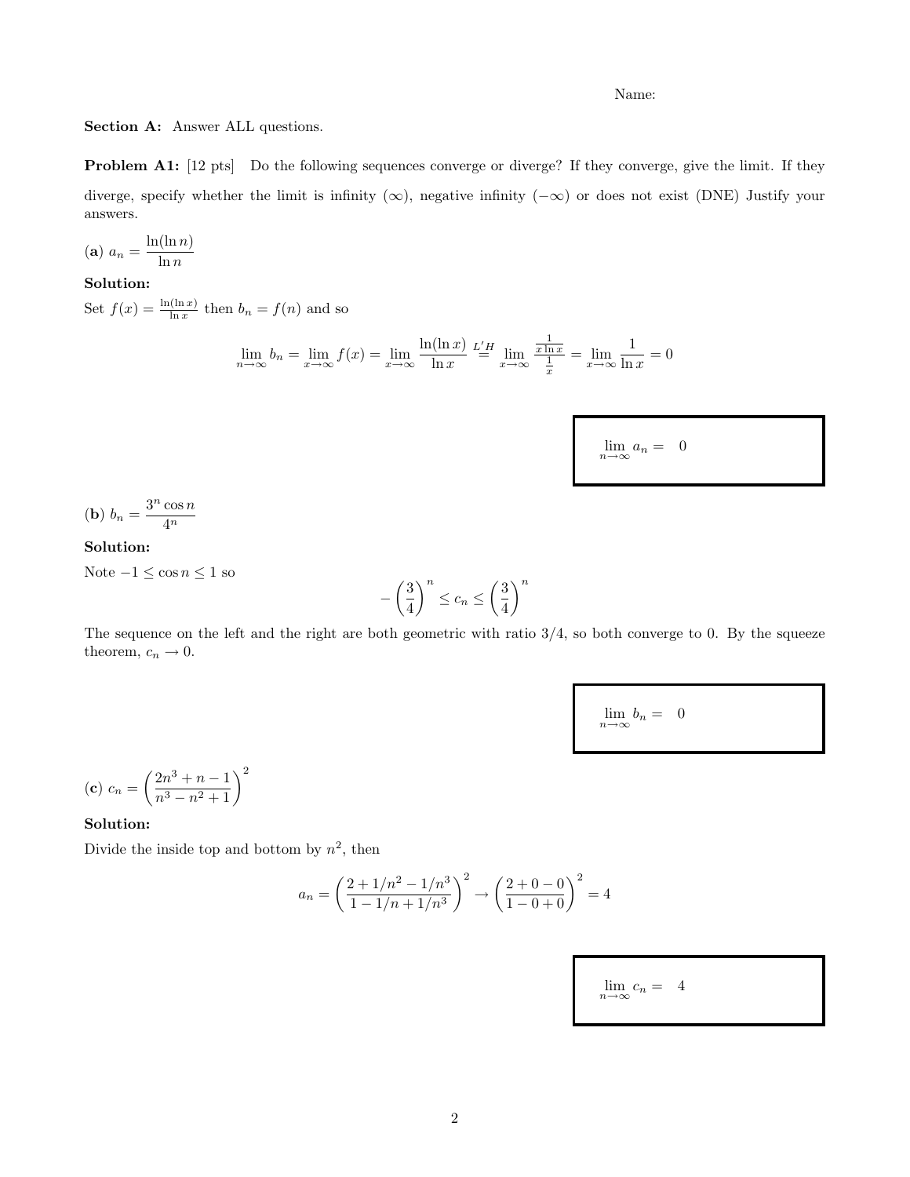Name:

**Section A:** Answer ALL questions.

**Problem A1:** [12 pts] Do the following sequences converge or diverge? If they converge, give the limit. If they diverge, specify whether the limit is infinity ($\infty$), negative infinity ($-\infty$) or does not exist (DNE) Justify your answers.

**(a)** $a_n = \dfrac{\ln(\ln n)}{\ln n}$

**Solution:**

Set $f(x) = \frac{\ln(\ln x)}{\ln x}$ then $b_n = f(n)$ and so

$$\lim_{n\to\infty} b_n = \lim_{x\to\infty} f(x) = \lim_{x\to\infty} \frac{\ln(\ln x)}{\ln x} \stackrel{L'H}{=} \lim_{x\to\infty} \frac{\frac{1}{x\ln x}}{\frac{1}{x}} = \lim_{x\to\infty} \frac{1}{\ln x} = 0$$

$$\lim_{n\to\infty} a_n = \quad 0$$

**(b)** $b_n = \dfrac{3^n \cos n}{4^n}$

**Solution:**

Note $-1 \le \cos n \le 1$ so

$$-\left(\frac{3}{4}\right)^n \le c_n \le \left(\frac{3}{4}\right)^n$$

The sequence on the left and the right are both geometric with ratio 3/4, so both converge to 0. By the squeeze theorem, $c_n \to 0$.

$$\lim_{n\to\infty} b_n = \quad 0$$

**(c)** $c_n = \left(\dfrac{2n^3 + n - 1}{n^3 - n^2 + 1}\right)^2$

**Solution:**

Divide the inside top and bottom by $n^2$, then

$$a_n = \left(\frac{2 + 1/n^2 - 1/n^3}{1 - 1/n + 1/n^3}\right)^2 \to \left(\frac{2 + 0 - 0}{1 - 0 + 0}\right)^2 = 4$$

$$\lim_{n\to\infty} c_n = \quad 4$$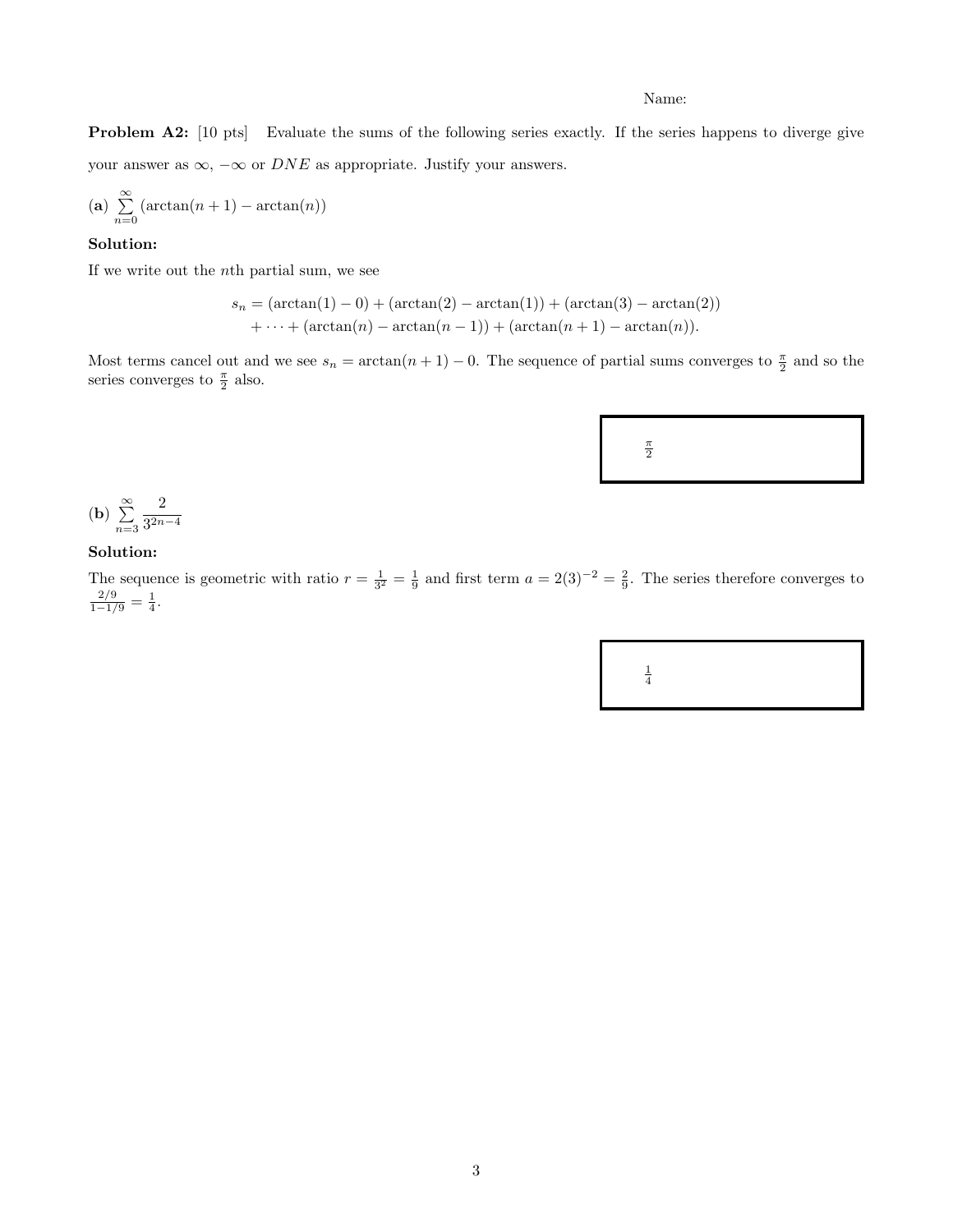Name:

**Problem A2:** [10 pts] Evaluate the sums of the following series exactly. If the series happens to diverge give your answer as $\infty$, $-\infty$ or $DNE$ as appropriate. Justify your answers.

**(a)** $\sum_{n=0}^{\infty} (\arctan(n+1) - \arctan(n))$

**Solution:**

If we write out the $n$th partial sum, we see

$$
\begin{aligned}
s_n = &(\arctan(1) - 0) + (\arctan(2) - \arctan(1)) + (\arctan(3) - \arctan(2)) \\
&+ \cdots + (\arctan(n) - \arctan(n-1)) + (\arctan(n+1) - \arctan(n)).
\end{aligned}
$$

Most terms cancel out and we see $s_n = \arctan(n+1) - 0$. The sequence of partial sums converges to $\frac{\pi}{2}$ and so the series converges to $\frac{\pi}{2}$ also.

$\frac{\pi}{2}$

**(b)** $\sum_{n=3}^{\infty} \frac{2}{3^{2n-4}}$

**Solution:**

The sequence is geometric with ratio $r = \frac{1}{3^2} = \frac{1}{9}$ and first term $a = 2(3)^{-2} = \frac{2}{9}$. The series therefore converges to $\frac{2/9}{1-1/9} = \frac{1}{4}$.

$\frac{1}{4}$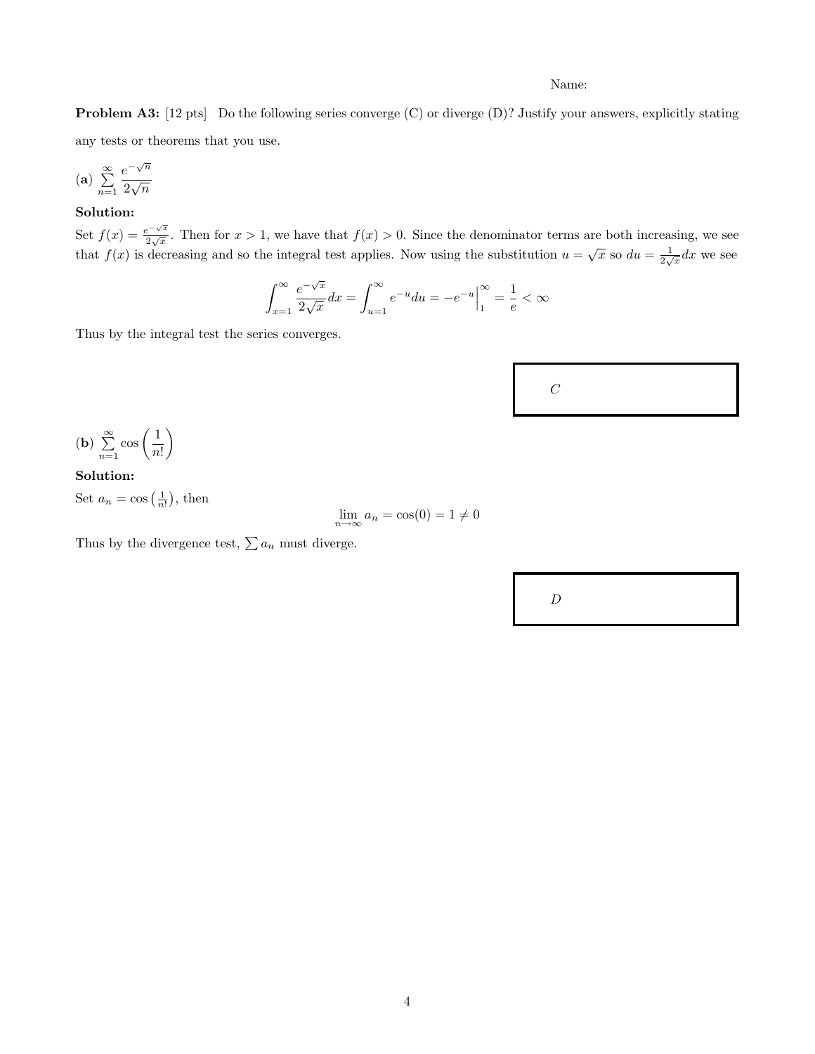Name:

**Problem A3:** [12 pts] Do the following series converge (C) or diverge (D)? Justify your answers, explicitly stating any tests or theorems that you use.

**(a)** $\sum_{n=1}^{\infty} \frac{e^{-\sqrt{n}}}{2\sqrt{n}}$

**Solution:**

Set $f(x) = \frac{e^{-\sqrt{x}}}{2\sqrt{x}}$. Then for $x > 1$, we have that $f(x) > 0$. Since the denominator terms are both increasing, we see that $f(x)$ is decreasing and so the integral test applies. Now using the substitution $u = \sqrt{x}$ so $du = \frac{1}{2\sqrt{x}}dx$ we see

$$\int_{x=1}^{\infty} \frac{e^{-\sqrt{x}}}{2\sqrt{x}}dx = \int_{u=1}^{\infty} e^{-u}du = -e^{-u}\Big|_1^{\infty} = \frac{1}{e} < \infty$$

Thus by the integral test the series converges.

$C$

**(b)** $\sum_{n=1}^{\infty} \cos\left(\frac{1}{n!}\right)$

**Solution:**

Set $a_n = \cos\left(\frac{1}{n!}\right)$, then

$$\lim_{n\to\infty} a_n = \cos(0) = 1 \neq 0$$

Thus by the divergence test, $\sum a_n$ must diverge.

$D$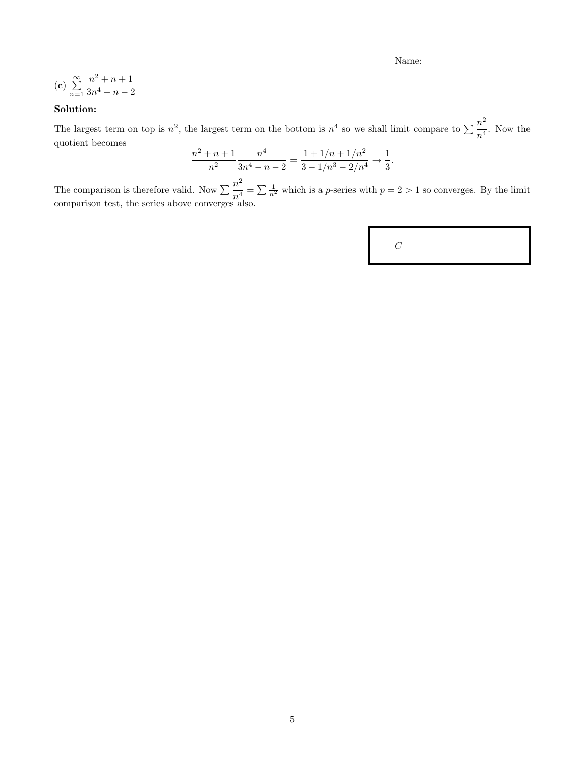Name:

(**c**) $\sum_{n=1}^{\infty} \frac{n^2+n+1}{3n^4-n-2}$

**Solution:**

The largest term on top is $n^2$, the largest term on the bottom is $n^4$ so we shall limit compare to $\sum \frac{n^2}{n^4}$. Now the quotient becomes

$$\frac{n^2+n+1}{n^2}\frac{n^4}{3n^4-n-2} = \frac{1+1/n+1/n^2}{3-1/n^3-2/n^4} \to \frac{1}{3}.$$

The comparison is therefore valid. Now $\sum \frac{n^2}{n^4} = \sum \frac{1}{n^2}$ which is a $p$-series with $p = 2 > 1$ so converges. By the limit comparison test, the series above converges also.

$C$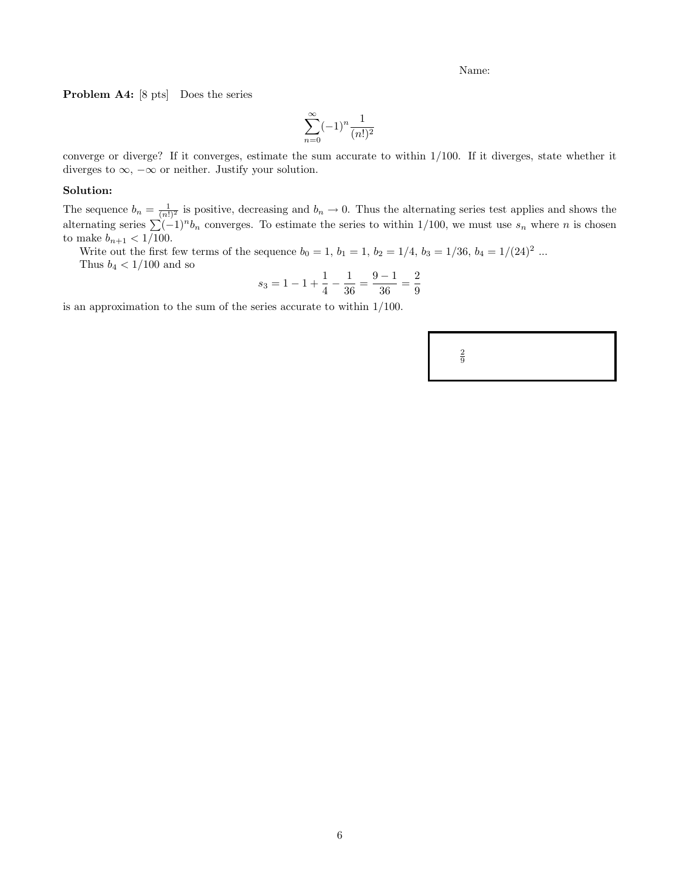Name:

**Problem A4:** [8 pts] Does the series

$$\sum_{n=0}^{\infty}(-1)^n \frac{1}{(n!)^2}$$

converge or diverge? If it converges, estimate the sum accurate to within 1/100. If it diverges, state whether it diverges to $\infty$, $-\infty$ or neither. Justify your solution.

**Solution:**

The sequence $b_n = \frac{1}{(n!)^2}$ is positive, decreasing and $b_n \to 0$. Thus the alternating series test applies and shows the alternating series $\sum(-1)^n b_n$ converges. To estimate the series to within 1/100, we must use $s_n$ where $n$ is chosen to make $b_{n+1} < 1/100$.

Write out the first few terms of the sequence $b_0 = 1$, $b_1 = 1$, $b_2 = 1/4$, $b_3 = 1/36$, $b_4 = 1/(24)^2$ ...

Thus $b_4 < 1/100$ and so

$$s_3 = 1 - 1 + \frac{1}{4} - \frac{1}{36} = \frac{9-1}{36} = \frac{2}{9}$$

is an approximation to the sum of the series accurate to within 1/100.

$\frac{2}{9}$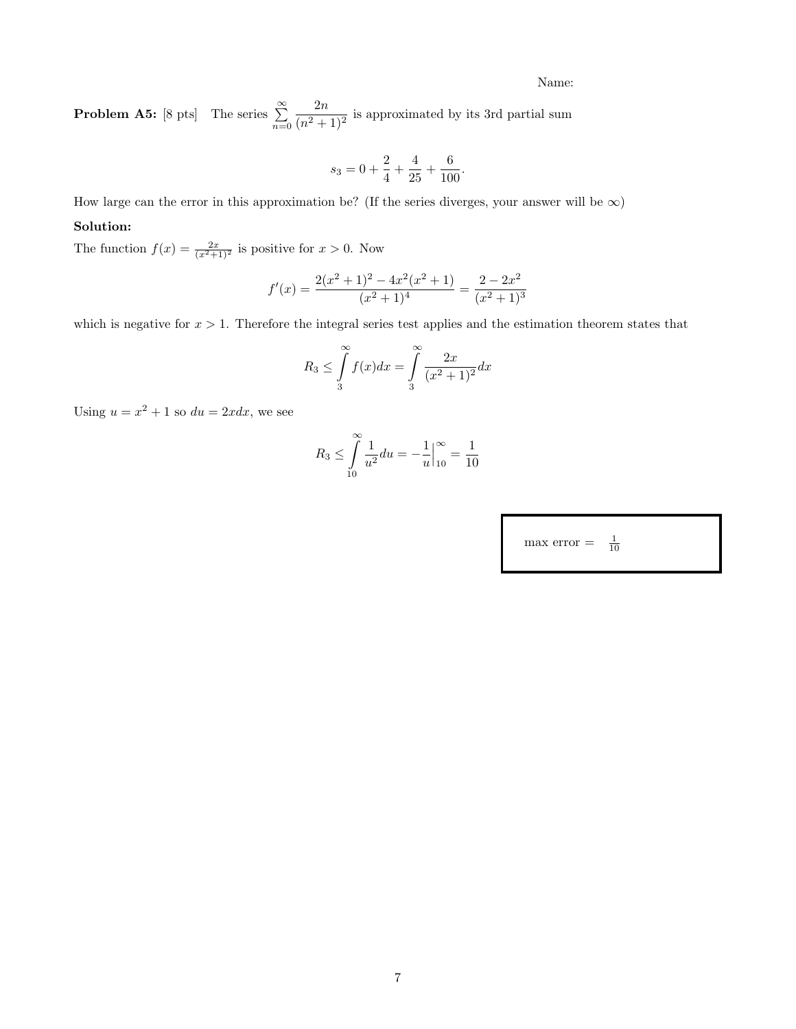Name:

**Problem A5:** [8 pts] The series $\sum_{n=0}^{\infty} \frac{2n}{(n^2+1)^2}$ is approximated by its 3rd partial sum

$$s_3 = 0 + \frac{2}{4} + \frac{4}{25} + \frac{6}{100}.$$

How large can the error in this approximation be? (If the series diverges, your answer will be $\infty$)

**Solution:**

The function $f(x) = \frac{2x}{(x^2+1)^2}$ is positive for $x > 0$. Now

$$f'(x) = \frac{2(x^2+1)^2 - 4x^2(x^2+1)}{(x^2+1)^4} = \frac{2-2x^2}{(x^2+1)^3}$$

which is negative for $x > 1$. Therefore the integral series test applies and the estimation theorem states that

$$R_3 \leq \int_3^{\infty} f(x)dx = \int_3^{\infty} \frac{2x}{(x^2+1)^2}dx$$

Using $u = x^2 + 1$ so $du = 2xdx$, we see

$$R_3 \leq \int_{10}^{\infty} \frac{1}{u^2}du = -\frac{1}{u}\Big|_{10}^{\infty} = \frac{1}{10}$$

max error = $\frac{1}{10}$